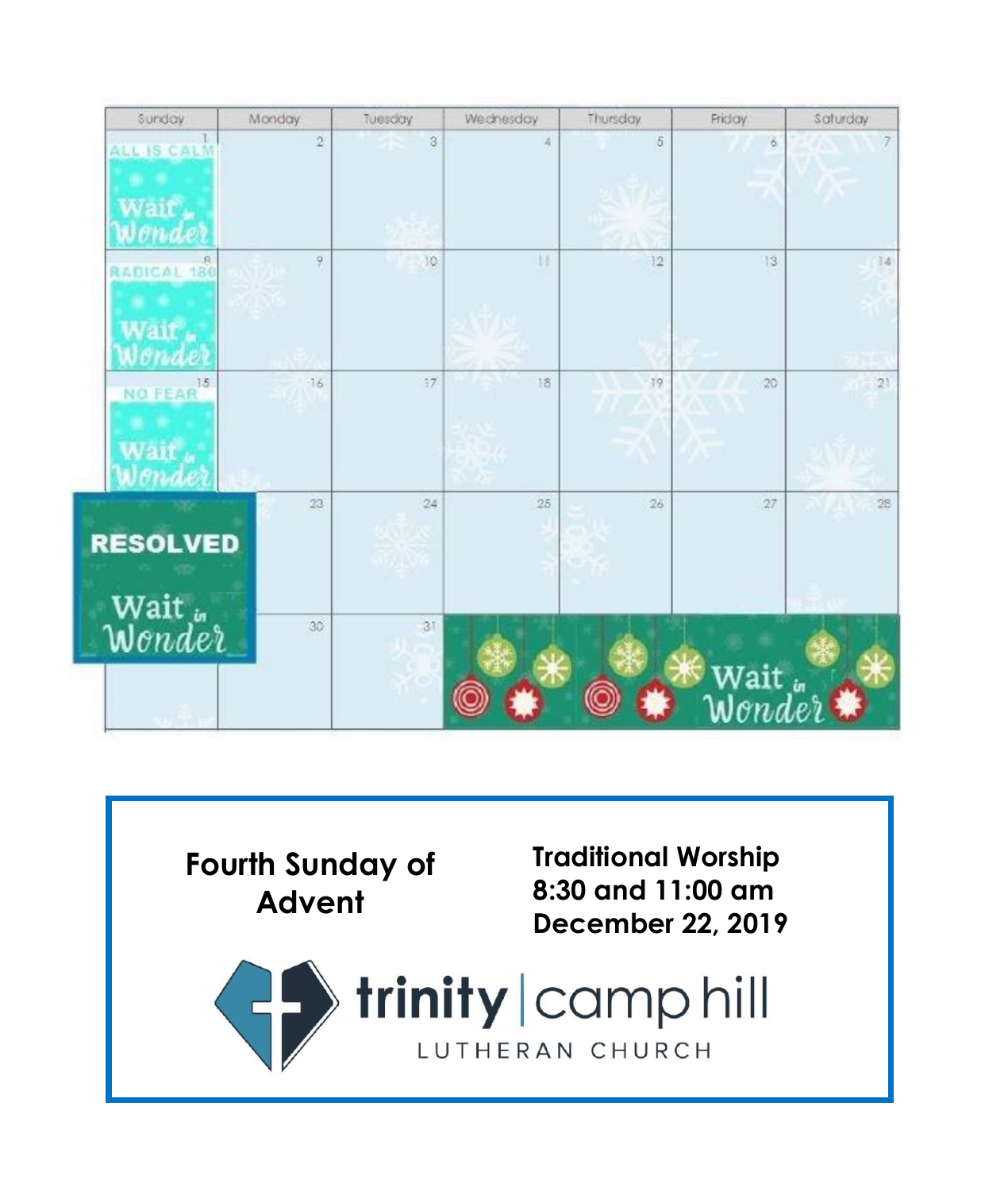| Sunday | Monday | Tuesday | Wednesday | Thursday | Friday | Saturday |
|---|---|---|---|---|---|---|
| 1 ALL IS CALM Wait in Wonder | 2 | 3 | 4 | 5 | 6 | 7 |
| 8 RADICAL 180 Wait in Wonder | 9 | 10 | 11 | 12 | 13 | 14 |
| 15 NO FEAR Wait in Wonder | 16 | 17 | 18 | 19 | 20 | 21 |
| RESOLVED Wait in Wonder | 23 | 24 | 25 | 26 | 27 | 28 |
| | 30 | 31 | Wait in Wonder | | | |

**Fourth Sunday of Advent**

**Traditional Worship**
**8:30 and 11:00 am**
**December 22, 2019**

trinity | camp hill
LUTHERAN CHURCH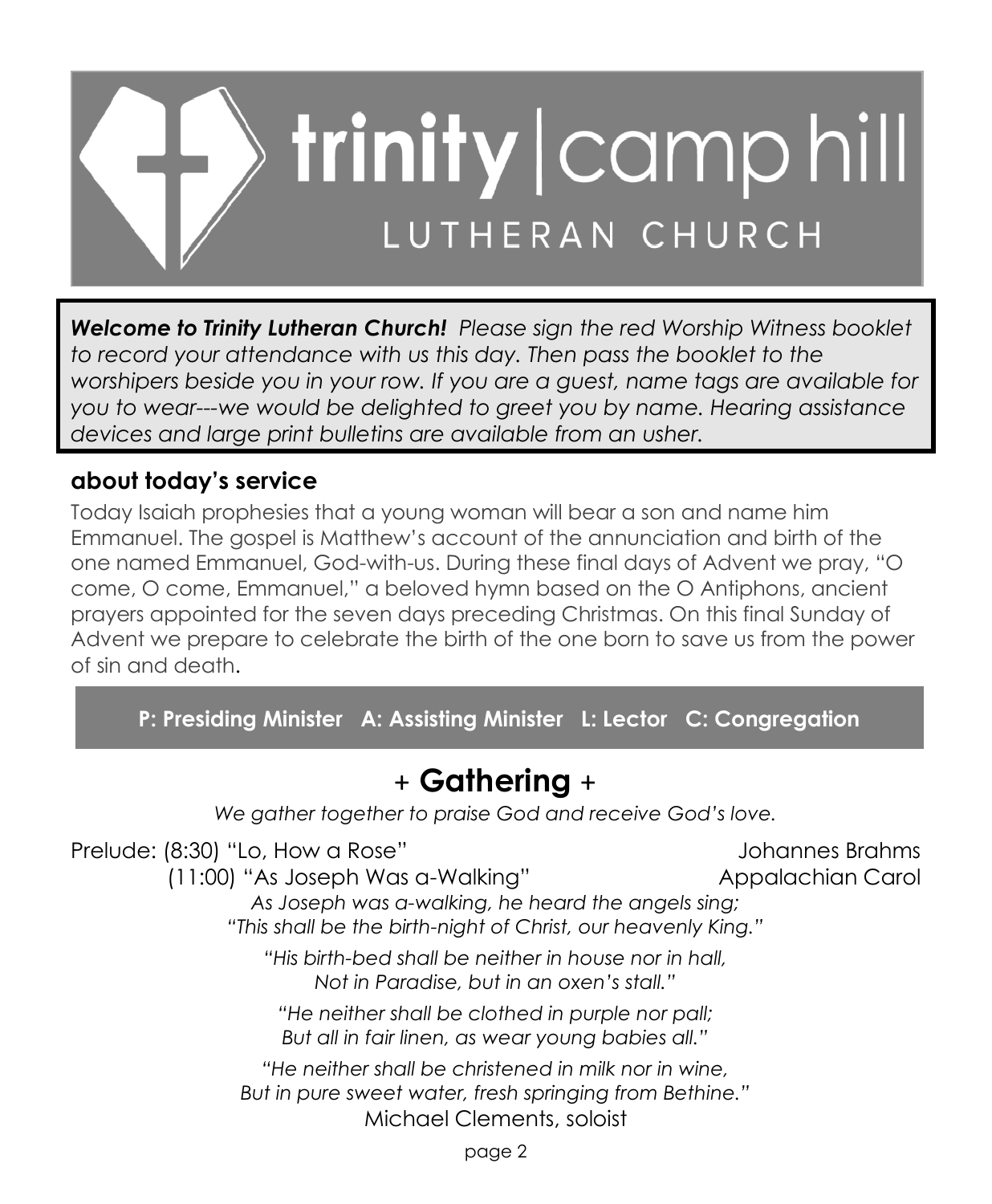# trinity | camp hill LUTHERAN CHURCH

***Welcome to Trinity Lutheran Church!*** *Please sign the red Worship Witness booklet to record your attendance with us this day. Then pass the booklet to the worshipers beside you in your row. If you are a guest, name tags are available for you to wear---we would be delighted to greet you by name. Hearing assistance devices and large print bulletins are available from an usher.*

## about today's service

Today Isaiah prophesies that a young woman will bear a son and name him Emmanuel. The gospel is Matthew's account of the annunciation and birth of the one named Emmanuel, God-with-us. During these final days of Advent we pray, "O come, O come, Emmanuel," a beloved hymn based on the O Antiphons, ancient prayers appointed for the seven days preceding Christmas. On this final Sunday of Advent we prepare to celebrate the birth of the one born to save us from the power of sin and death.

**P: Presiding Minister A: Assisting Minister L: Lector C: Congregation**

## + Gathering +

*We gather together to praise God and receive God's love.*

Prelude: (8:30) "Lo, How a Rose" — Johannes Brahms

(11:00) "As Joseph Was a-Walking" — Appalachian Carol

*As Joseph was a-walking, he heard the angels sing;*
*"This shall be the birth-night of Christ, our heavenly King."*

*"His birth-bed shall be neither in house nor in hall,*
*Not in Paradise, but in an oxen's stall."*

*"He neither shall be clothed in purple nor pall;*
*But all in fair linen, as wear young babies all."*

*"He neither shall be christened in milk nor in wine,*
*But in pure sweet water, fresh springing from Bethine."*

Michael Clements, soloist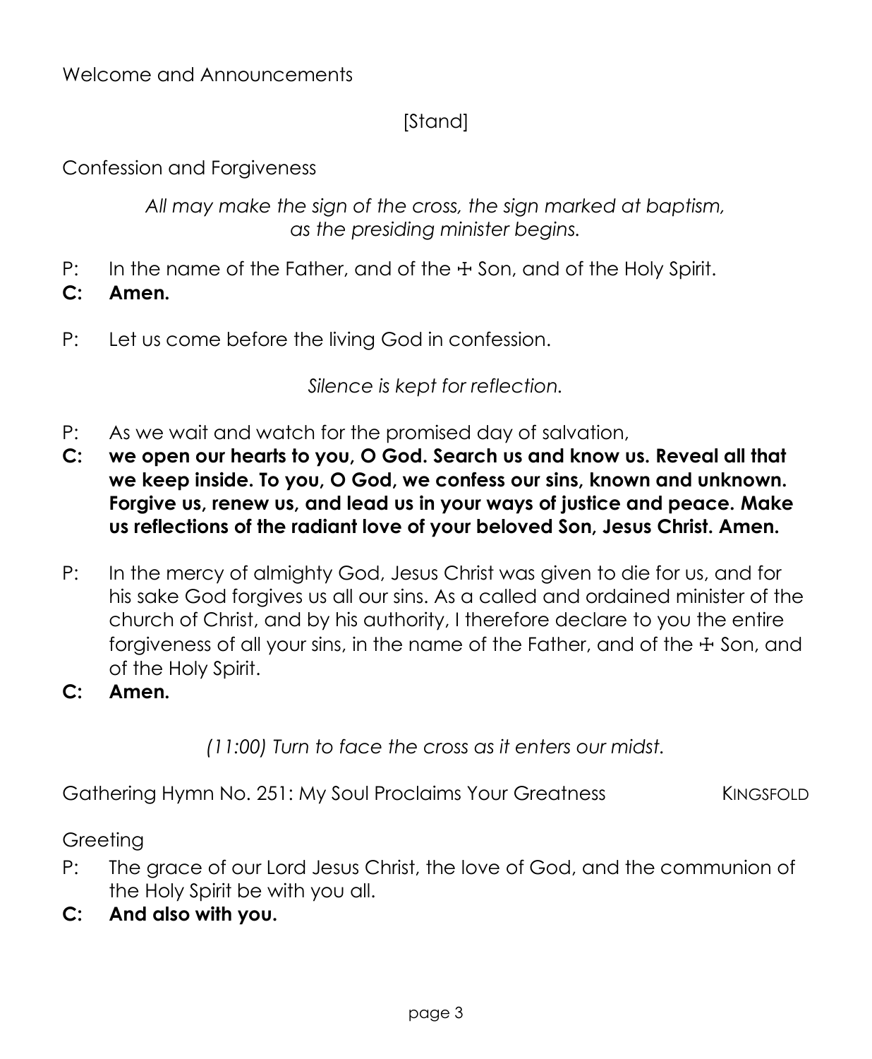Welcome and Announcements

[Stand]

Confession and Forgiveness

*All may make the sign of the cross, the sign marked at baptism, as the presiding minister begins.*

P: In the name of the Father, and of the ☩ Son, and of the Holy Spirit.
**C: Amen.**

P: Let us come before the living God in confession.

*Silence is kept for reflection.*

P: As we wait and watch for the promised day of salvation,
**C: we open our hearts to you, O God. Search us and know us. Reveal all that we keep inside. To you, O God, we confess our sins, known and unknown. Forgive us, renew us, and lead us in your ways of justice and peace. Make us reflections of the radiant love of your beloved Son, Jesus Christ. Amen.**

P: In the mercy of almighty God, Jesus Christ was given to die for us, and for his sake God forgives us all our sins. As a called and ordained minister of the church of Christ, and by his authority, I therefore declare to you the entire forgiveness of all your sins, in the name of the Father, and of the ☩ Son, and of the Holy Spirit.
**C: Amen.**

*(11:00) Turn to face the cross as it enters our midst.*

Gathering Hymn No. 251: My Soul Proclaims Your Greatness — KINGSFOLD

Greeting

P: The grace of our Lord Jesus Christ, the love of God, and the communion of the Holy Spirit be with you all.
**C: And also with you.**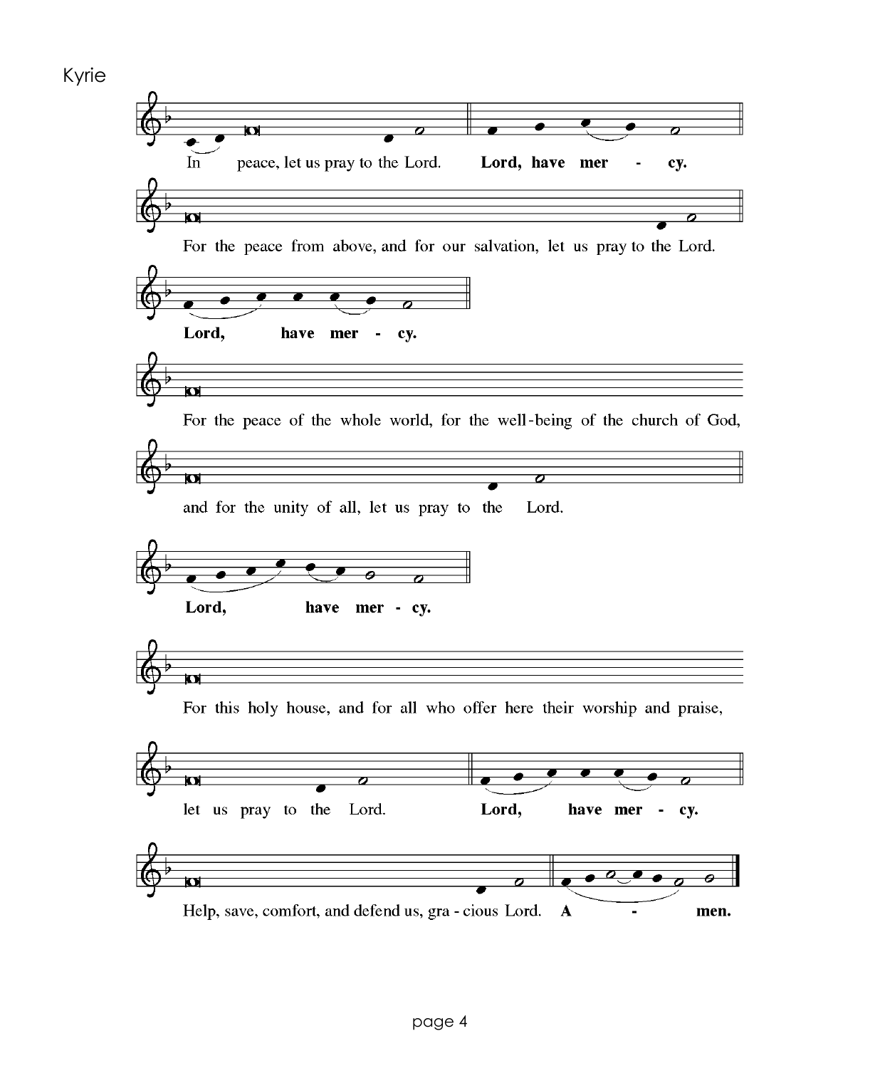Kyrie

In peace, let us pray to the Lord. **Lord, have mer - cy.**

For the peace from above, and for our salvation, let us pray to the Lord.

**Lord, have mer - cy.**

For the peace of the whole world, for the well-being of the church of God,

and for the unity of all, let us pray to the Lord.

**Lord, have mer - cy.**

For this holy house, and for all who offer here their worship and praise,

let us pray to the Lord. **Lord, have mer - cy.**

Help, save, comfort, and defend us, gra - cious Lord. **A - men.**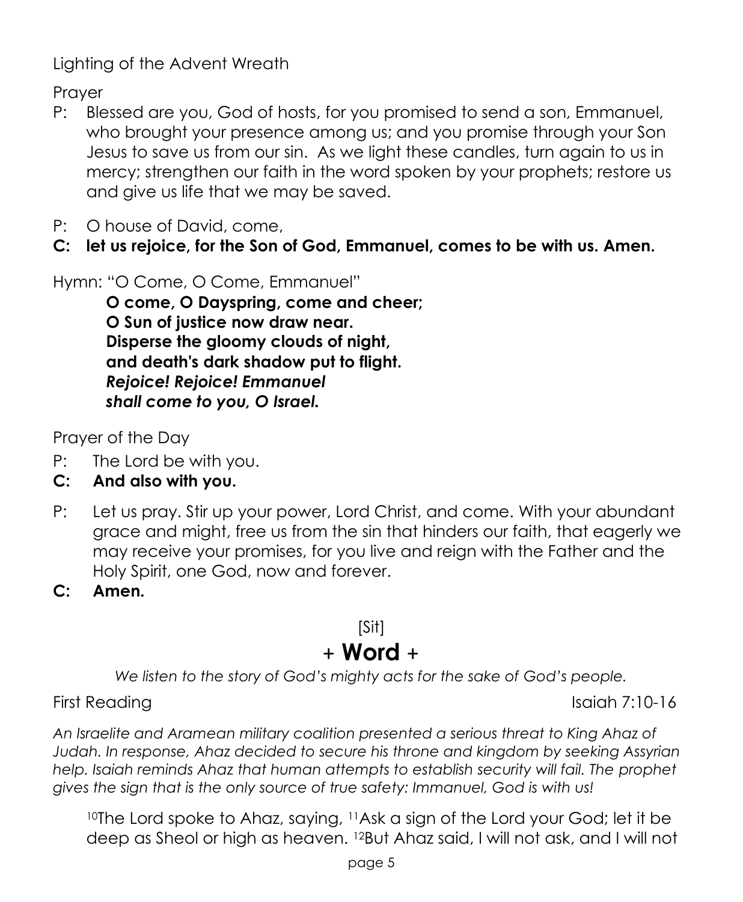Lighting of the Advent Wreath

Prayer

P: Blessed are you, God of hosts, for you promised to send a son, Emmanuel, who brought your presence among us; and you promise through your Son Jesus to save us from our sin. As we light these candles, turn again to us in mercy; strengthen our faith in the word spoken by your prophets; restore us and give us life that we may be saved.

P: O house of David, come,

**C: let us rejoice, for the Son of God, Emmanuel, comes to be with us. Amen.**

Hymn: "O Come, O Come, Emmanuel"

> **O come, O Dayspring, come and cheer;**
> **O Sun of justice now draw near.**
> **Disperse the gloomy clouds of night,**
> **and death's dark shadow put to flight.**
> ***Rejoice! Rejoice! Emmanuel***
> ***shall come to you, O Israel.***

Prayer of the Day

P: The Lord be with you.

**C: And also with you.**

P: Let us pray. Stir up your power, Lord Christ, and come. With your abundant grace and might, free us from the sin that hinders our faith, that eagerly we may receive your promises, for you live and reign with the Father and the Holy Spirit, one God, now and forever.

**C: Amen.**

[Sit]

# + Word +

*We listen to the story of God's mighty acts for the sake of God's people.*

First Reading — Isaiah 7:10-16

*An Israelite and Aramean military coalition presented a serious threat to King Ahaz of Judah. In response, Ahaz decided to secure his throne and kingdom by seeking Assyrian help. Isaiah reminds Ahaz that human attempts to establish security will fail. The prophet gives the sign that is the only source of true safety: Immanuel, God is with us!*

[10]The Lord spoke to Ahaz, saying, [11]Ask a sign of the Lord your God; let it be deep as Sheol or high as heaven. [12]But Ahaz said, I will not ask, and I will not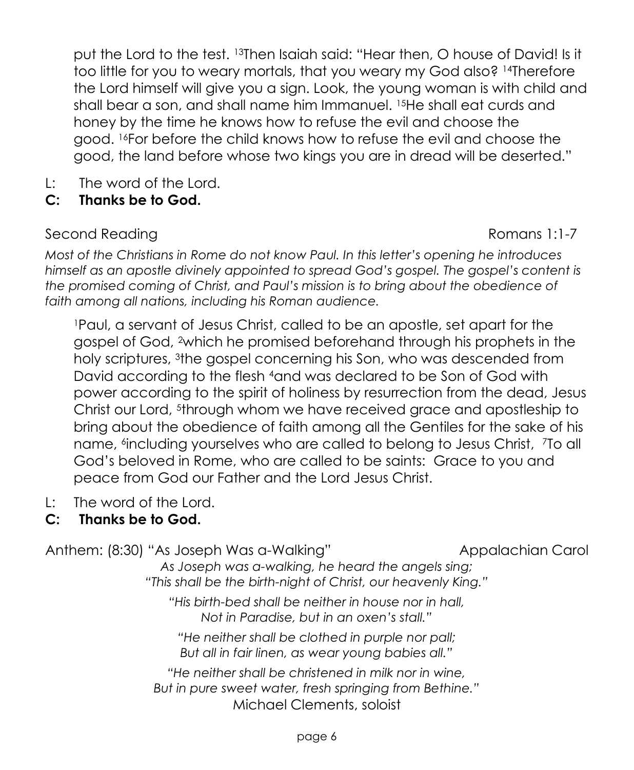put the Lord to the test. [13]Then Isaiah said: "Hear then, O house of David! Is it too little for you to weary mortals, that you weary my God also? [14]Therefore the Lord himself will give you a sign. Look, the young woman is with child and shall bear a son, and shall name him Immanuel. [15]He shall eat curds and honey by the time he knows how to refuse the evil and choose the good. [16]For before the child knows how to refuse the evil and choose the good, the land before whose two kings you are in dread will be deserted."

L: The word of the Lord.

**C: Thanks be to God.**

Second Reading — Romans 1:1-7

*Most of the Christians in Rome do not know Paul. In this letter's opening he introduces himself as an apostle divinely appointed to spread God's gospel. The gospel's content is the promised coming of Christ, and Paul's mission is to bring about the obedience of faith among all nations, including his Roman audience.*

[1]Paul, a servant of Jesus Christ, called to be an apostle, set apart for the gospel of God, [2]which he promised beforehand through his prophets in the holy scriptures, [3]the gospel concerning his Son, who was descended from David according to the flesh [4]and was declared to be Son of God with power according to the spirit of holiness by resurrection from the dead, Jesus Christ our Lord, [5]through whom we have received grace and apostleship to bring about the obedience of faith among all the Gentiles for the sake of his name, [6]including yourselves who are called to belong to Jesus Christ, [7]To all God's beloved in Rome, who are called to be saints: Grace to you and peace from God our Father and the Lord Jesus Christ.

L: The word of the Lord.

**C: Thanks be to God.**

Anthem: (8:30) "As Joseph Was a-Walking" — Appalachian Carol

*As Joseph was a-walking, he heard the angels sing;*
*"This shall be the birth-night of Christ, our heavenly King."*

*"His birth-bed shall be neither in house nor in hall,*
*Not in Paradise, but in an oxen's stall."*

*"He neither shall be clothed in purple nor pall;*
*But all in fair linen, as wear young babies all."*

*"He neither shall be christened in milk nor in wine,*
*But in pure sweet water, fresh springing from Bethine."*

Michael Clements, soloist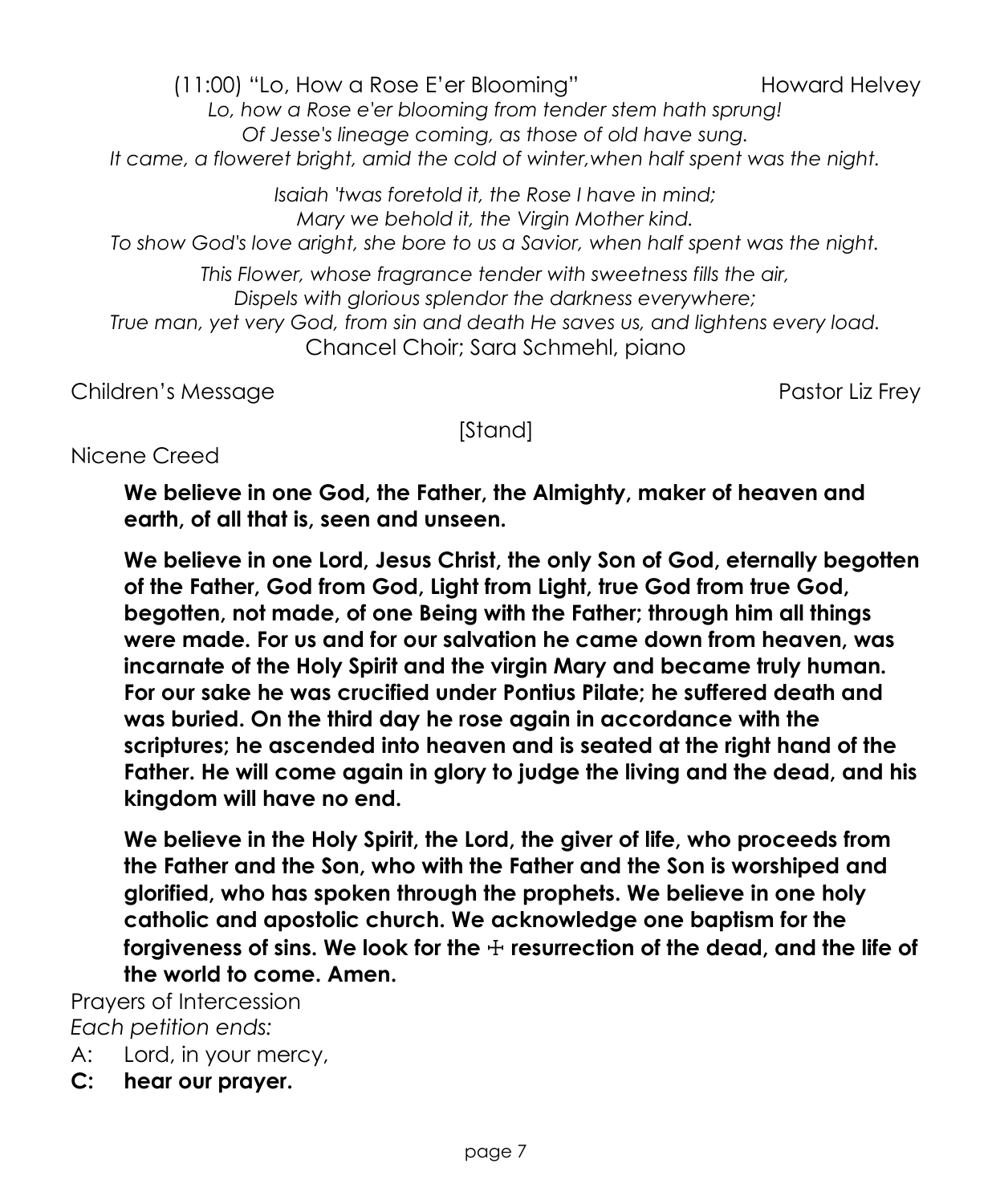(11:00) "Lo, How a Rose E'er Blooming" Howard Helvey

*Lo, how a Rose e'er blooming from tender stem hath sprung!*
*Of Jesse's lineage coming, as those of old have sung.*
*It came, a floweret bright, amid the cold of winter,when half spent was the night.*

*Isaiah 'twas foretold it, the Rose I have in mind;*
*Mary we behold it, the Virgin Mother kind.*
*To show God's love aright, she bore to us a Savior, when half spent was the night.*

*This Flower, whose fragrance tender with sweetness fills the air,*
*Dispels with glorious splendor the darkness everywhere;*
*True man, yet very God, from sin and death He saves us, and lightens every load.*

Chancel Choir; Sara Schmehl, piano

Children's Message Pastor Liz Frey

[Stand]

Nicene Creed

**We believe in one God, the Father, the Almighty, maker of heaven and earth, of all that is, seen and unseen.**

**We believe in one Lord, Jesus Christ, the only Son of God, eternally begotten of the Father, God from God, Light from Light, true God from true God, begotten, not made, of one Being with the Father; through him all things were made. For us and for our salvation he came down from heaven, was incarnate of the Holy Spirit and the virgin Mary and became truly human. For our sake he was crucified under Pontius Pilate; he suffered death and was buried. On the third day he rose again in accordance with the scriptures; he ascended into heaven and is seated at the right hand of the Father. He will come again in glory to judge the living and the dead, and his kingdom will have no end.**

**We believe in the Holy Spirit, the Lord, the giver of life, who proceeds from the Father and the Son, who with the Father and the Son is worshiped and glorified, who has spoken through the prophets. We believe in one holy catholic and apostolic church. We acknowledge one baptism for the forgiveness of sins. We look for the ☩ resurrection of the dead, and the life of the world to come. Amen.**

Prayers of Intercession

*Each petition ends:*

A: Lord, in your mercy,

**C: hear our prayer.**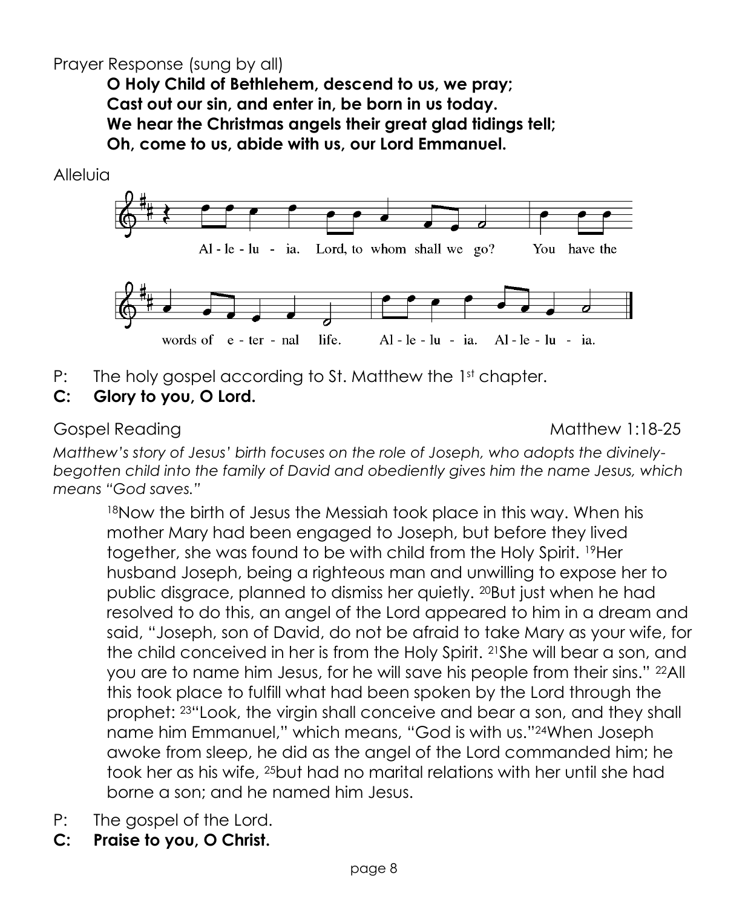Prayer Response (sung by all)

**O Holy Child of Bethlehem, descend to us, we pray;**
**Cast out our sin, and enter in, be born in us today.**
**We hear the Christmas angels their great glad tidings tell;**
**Oh, come to us, abide with us, our Lord Emmanuel.**

Alleluia

Al - le - lu - ia. Lord, to whom shall we go? You have the words of e - ter - nal life. Al - le - lu - ia. Al - le - lu - ia.

P: The holy gospel according to St. Matthew the 1st chapter.

**C: Glory to you, O Lord.**

Gospel Reading Matthew 1:18-25

*Matthew's story of Jesus' birth focuses on the role of Joseph, who adopts the divinely-begotten child into the family of David and obediently gives him the name Jesus, which means "God saves."*

> [18]Now the birth of Jesus the Messiah took place in this way. When his mother Mary had been engaged to Joseph, but before they lived together, she was found to be with child from the Holy Spirit. [19]Her husband Joseph, being a righteous man and unwilling to expose her to public disgrace, planned to dismiss her quietly. [20]But just when he had resolved to do this, an angel of the Lord appeared to him in a dream and said, "Joseph, son of David, do not be afraid to take Mary as your wife, for the child conceived in her is from the Holy Spirit. [21]She will bear a son, and you are to name him Jesus, for he will save his people from their sins." [22]All this took place to fulfill what had been spoken by the Lord through the prophet: [23]"Look, the virgin shall conceive and bear a son, and they shall name him Emmanuel," which means, "God is with us."[24]When Joseph awoke from sleep, he did as the angel of the Lord commanded him; he took her as his wife, [25]but had no marital relations with her until she had borne a son; and he named him Jesus.

P: The gospel of the Lord.

**C: Praise to you, O Christ.**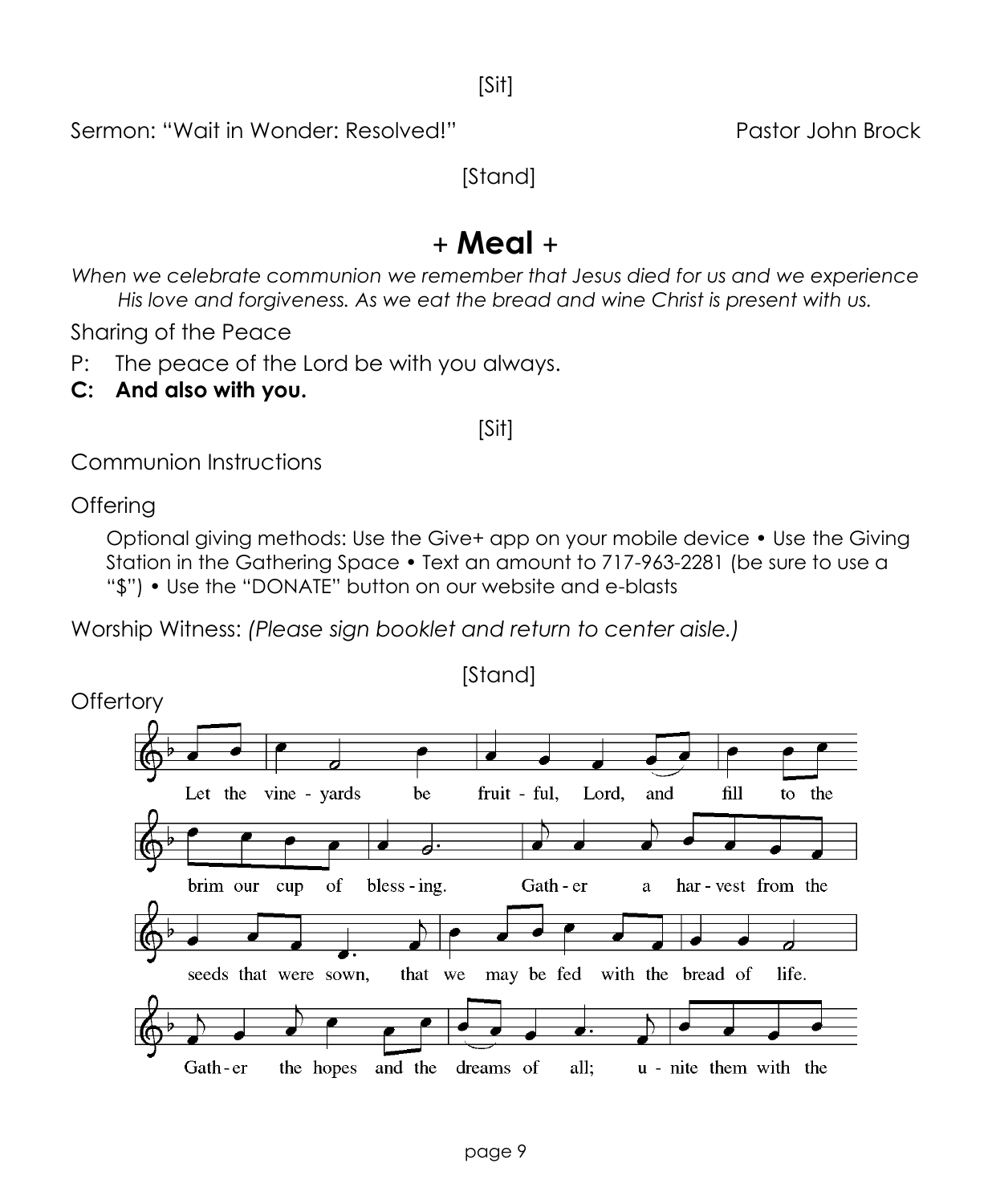[Sit]

Sermon: "Wait in Wonder: Resolved!" Pastor John Brock

[Stand]

# + Meal +

*When we celebrate communion we remember that Jesus died for us and we experience His love and forgiveness. As we eat the bread and wine Christ is present with us.*

Sharing of the Peace

P: The peace of the Lord be with you always.

**C: And also with you.**

[Sit]

Communion Instructions

Offering

Optional giving methods: Use the Give+ app on your mobile device • Use the Giving Station in the Gathering Space • Text an amount to 717-963-2281 (be sure to use a "$") • Use the "DONATE" button on our website and e-blasts

Worship Witness: *(Please sign booklet and return to center aisle.)*

[Stand]

Offertory

Let the vine - yards be fruit - ful, Lord, and fill to the brim our cup of bless - ing. Gath - er a har - vest from the seeds that were sown, that we may be fed with the bread of life. Gath - er the hopes and the dreams of all; u - nite them with the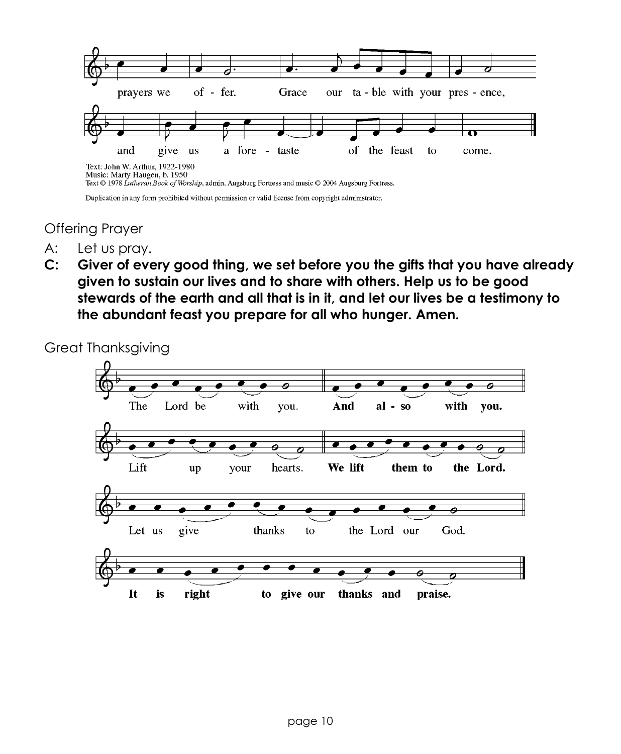prayers we of - fer. Grace our ta - ble with your pres - ence,

and give us a fore - taste of the feast to come.

Text: John W. Arthur, 1922-1980
Music: Marty Haugen, b. 1950
Text © 1978 *Lutheran Book of Worship*, admin. Augsburg Fortress and music © 2004 Augsburg Fortress.

Duplication in any form prohibited without permission or valid license from copyright administrator.

Offering Prayer

A: Let us pray.

**C: Giver of every good thing, we set before you the gifts that you have already given to sustain our lives and to share with others. Help us to be good stewards of the earth and all that is in it, and let our lives be a testimony to the abundant feast you prepare for all who hunger. Amen.**

Great Thanksgiving

The Lord be with you. **And al - so with you.**

Lift up your hearts. **We lift them to the Lord.**

Let us give thanks to the Lord our God.

**It is right to give our thanks and praise.**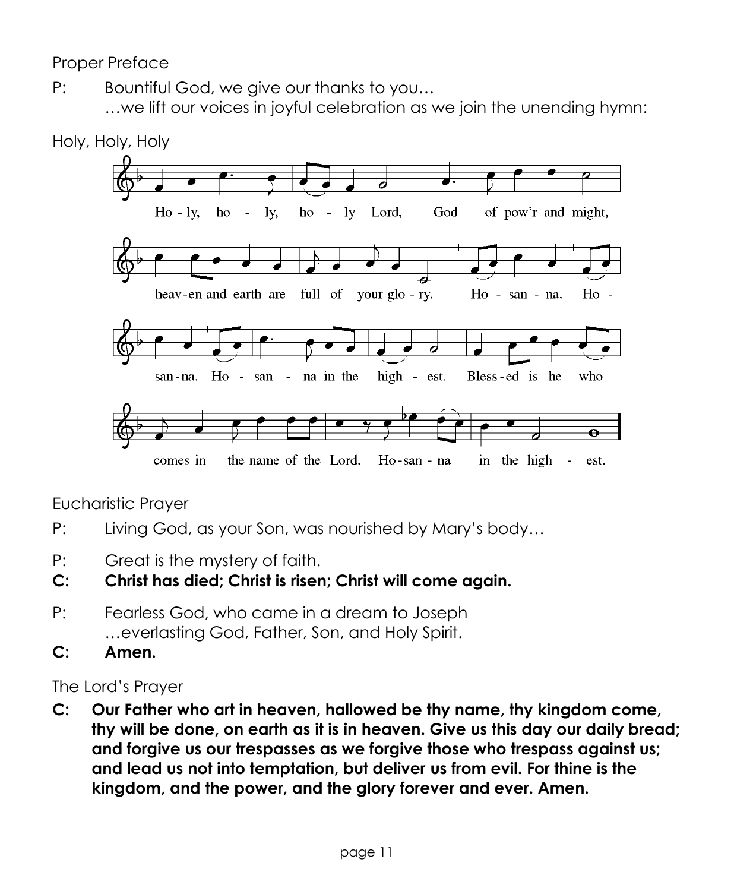Proper Preface

P: Bountiful God, we give our thanks to you…
…we lift our voices in joyful celebration as we join the unending hymn:

Holy, Holy, Holy

Ho - ly, ho - ly, ho - ly Lord, God of pow'r and might,
heav-en and earth are full of your glo - ry. Ho - san - na. Ho -
san-na. Ho - san - na in the high - est. Bless-ed is he who
comes in the name of the Lord. Ho-san - na in the high - est.

Eucharistic Prayer

P: Living God, as your Son, was nourished by Mary's body…

P: Great is the mystery of faith.

**C: Christ has died; Christ is risen; Christ will come again.**

P: Fearless God, who came in a dream to Joseph
…everlasting God, Father, Son, and Holy Spirit.

**C: Amen.**

The Lord's Prayer

**C: Our Father who art in heaven, hallowed be thy name, thy kingdom come, thy will be done, on earth as it is in heaven. Give us this day our daily bread; and forgive us our trespasses as we forgive those who trespass against us; and lead us not into temptation, but deliver us from evil. For thine is the kingdom, and the power, and the glory forever and ever. Amen.**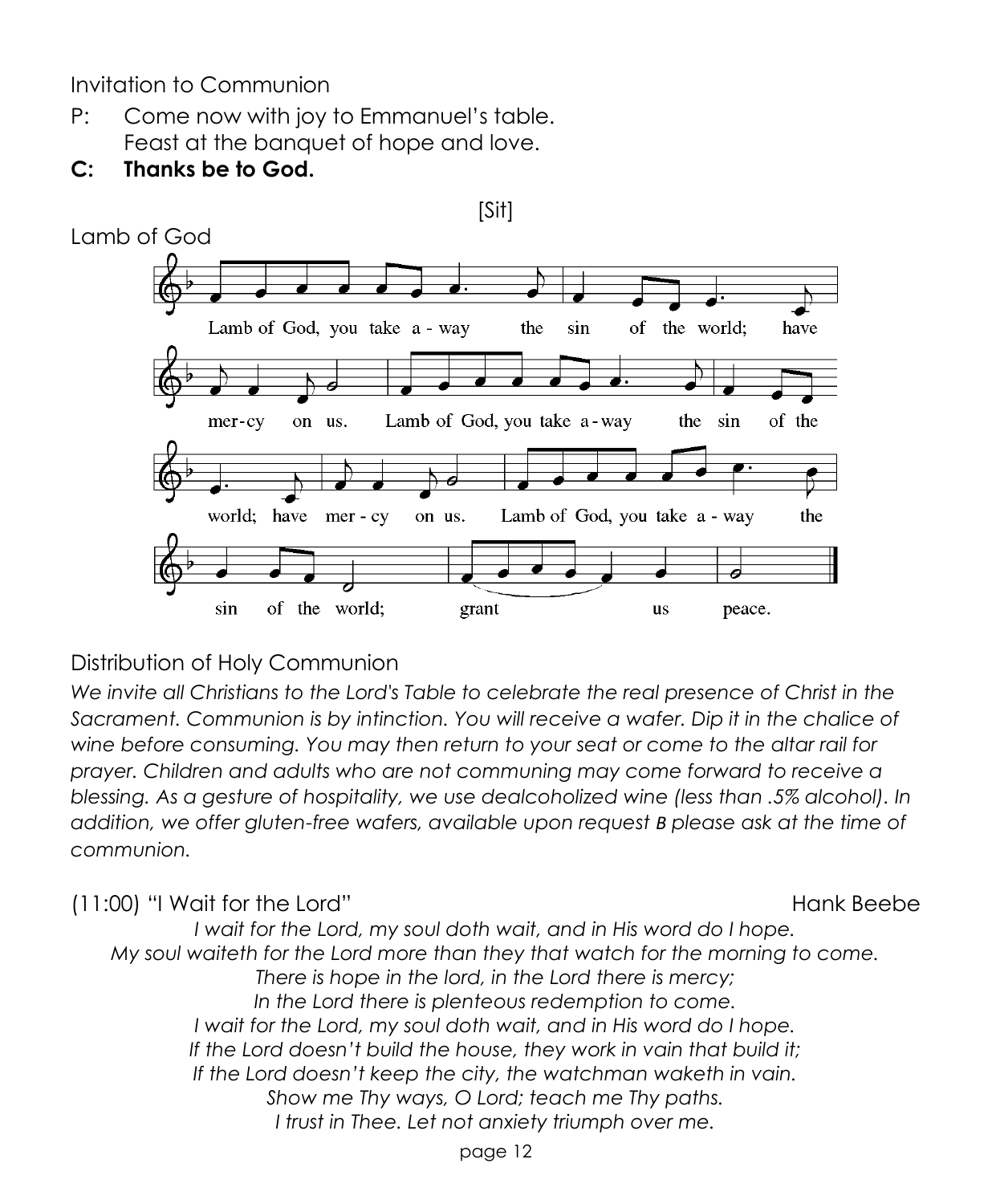Invitation to Communion

P: Come now with joy to Emmanuel's table.
Feast at the banquet of hope and love.

**C: Thanks be to God.**

[Sit]

Lamb of God

Lamb of God, you take a-way the sin of the world; have mer-cy on us. Lamb of God, you take a-way the sin of the world; have mer-cy on us. Lamb of God, you take a-way the sin of the world; grant us peace.

Distribution of Holy Communion

*We invite all Christians to the Lord's Table to celebrate the real presence of Christ in the Sacrament. Communion is by intinction. You will receive a wafer. Dip it in the chalice of wine before consuming. You may then return to your seat or come to the altar rail for prayer. Children and adults who are not communing may come forward to receive a blessing. As a gesture of hospitality, we use dealcoholized wine (less than .5% alcohol). In addition, we offer gluten-free wafers, available upon request **B** please ask at the time of communion.*

(11:00) "I Wait for the Lord" Hank Beebe

*I wait for the Lord, my soul doth wait, and in His word do I hope.*
*My soul waiteth for the Lord more than they that watch for the morning to come.*
*There is hope in the lord, in the Lord there is mercy;*
*In the Lord there is plenteous redemption to come.*
*I wait for the Lord, my soul doth wait, and in His word do I hope.*
*If the Lord doesn't build the house, they work in vain that build it;*
*If the Lord doesn't keep the city, the watchman waketh in vain.*
*Show me Thy ways, O Lord; teach me Thy paths.*
*I trust in Thee. Let not anxiety triumph over me.*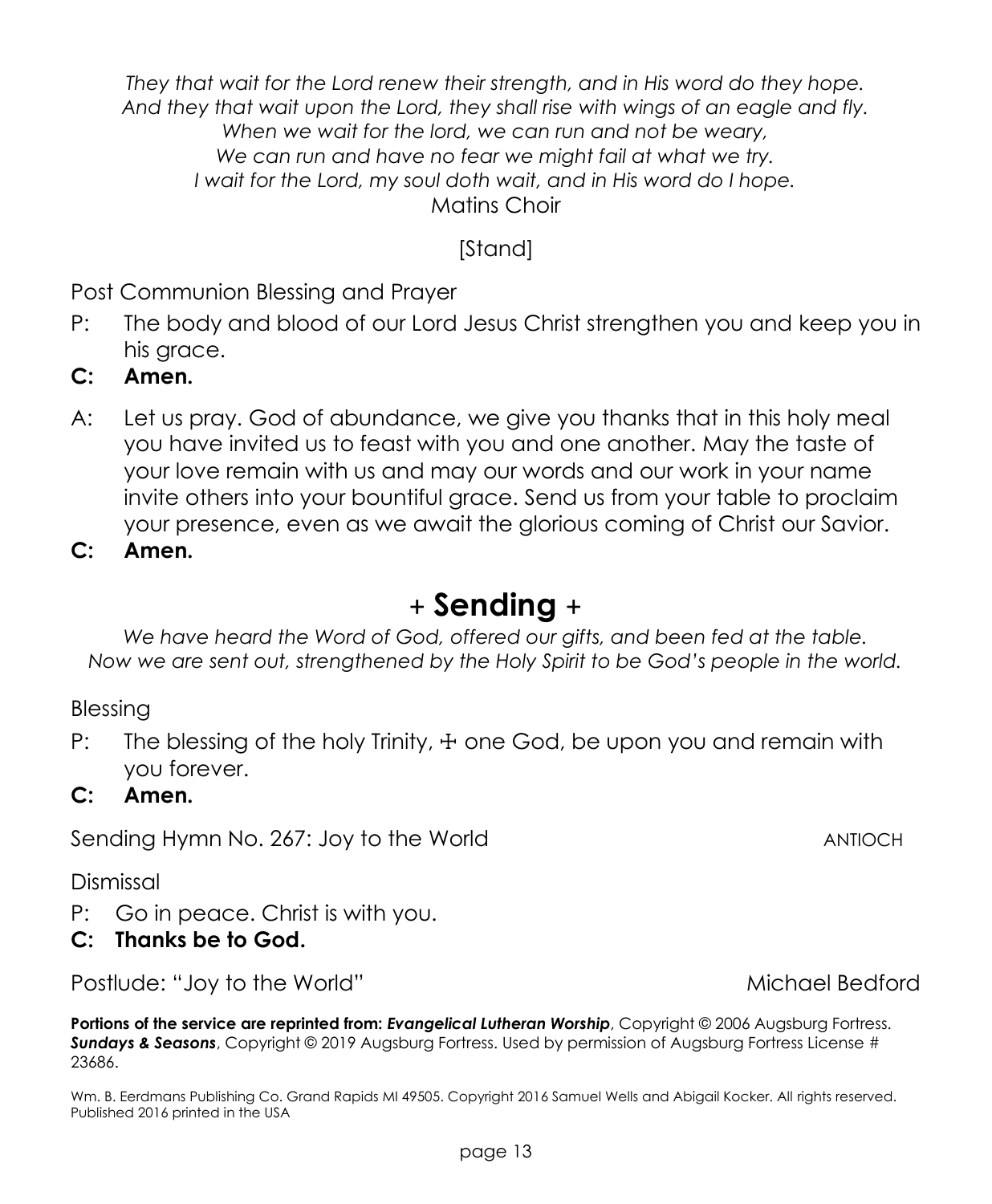*They that wait for the Lord renew their strength, and in His word do they hope.*
*And they that wait upon the Lord, they shall rise with wings of an eagle and fly.*
*When we wait for the lord, we can run and not be weary,*
*We can run and have no fear we might fail at what we try.*
*I wait for the Lord, my soul doth wait, and in His word do I hope.*
Matins Choir

[Stand]

Post Communion Blessing and Prayer

P: The body and blood of our Lord Jesus Christ strengthen you and keep you in his grace.

**C: Amen.**

A: Let us pray. God of abundance, we give you thanks that in this holy meal you have invited us to feast with you and one another. May the taste of your love remain with us and may our words and our work in your name invite others into your bountiful grace. Send us from your table to proclaim your presence, even as we await the glorious coming of Christ our Savior.

**C: Amen.**

# + Sending +

*We have heard the Word of God, offered our gifts, and been fed at the table. Now we are sent out, strengthened by the Holy Spirit to be God's people in the world.*

Blessing

P: The blessing of the holy Trinity, ☩ one God, be upon you and remain with you forever.

**C: Amen.**

Sending Hymn No. 267: Joy to the World ANTIOCH

Dismissal

P: Go in peace. Christ is with you.

**C: Thanks be to God.**

Postlude: "Joy to the World" Michael Bedford

**Portions of the service are reprinted from:** ***Evangelical Lutheran Worship***, Copyright © 2006 Augsburg Fortress. ***Sundays & Seasons***, Copyright © 2019 Augsburg Fortress. Used by permission of Augsburg Fortress License # 23686.

Wm. B. Eerdmans Publishing Co. Grand Rapids MI 49505. Copyright 2016 Samuel Wells and Abigail Kocker. All rights reserved. Published 2016 printed in the USA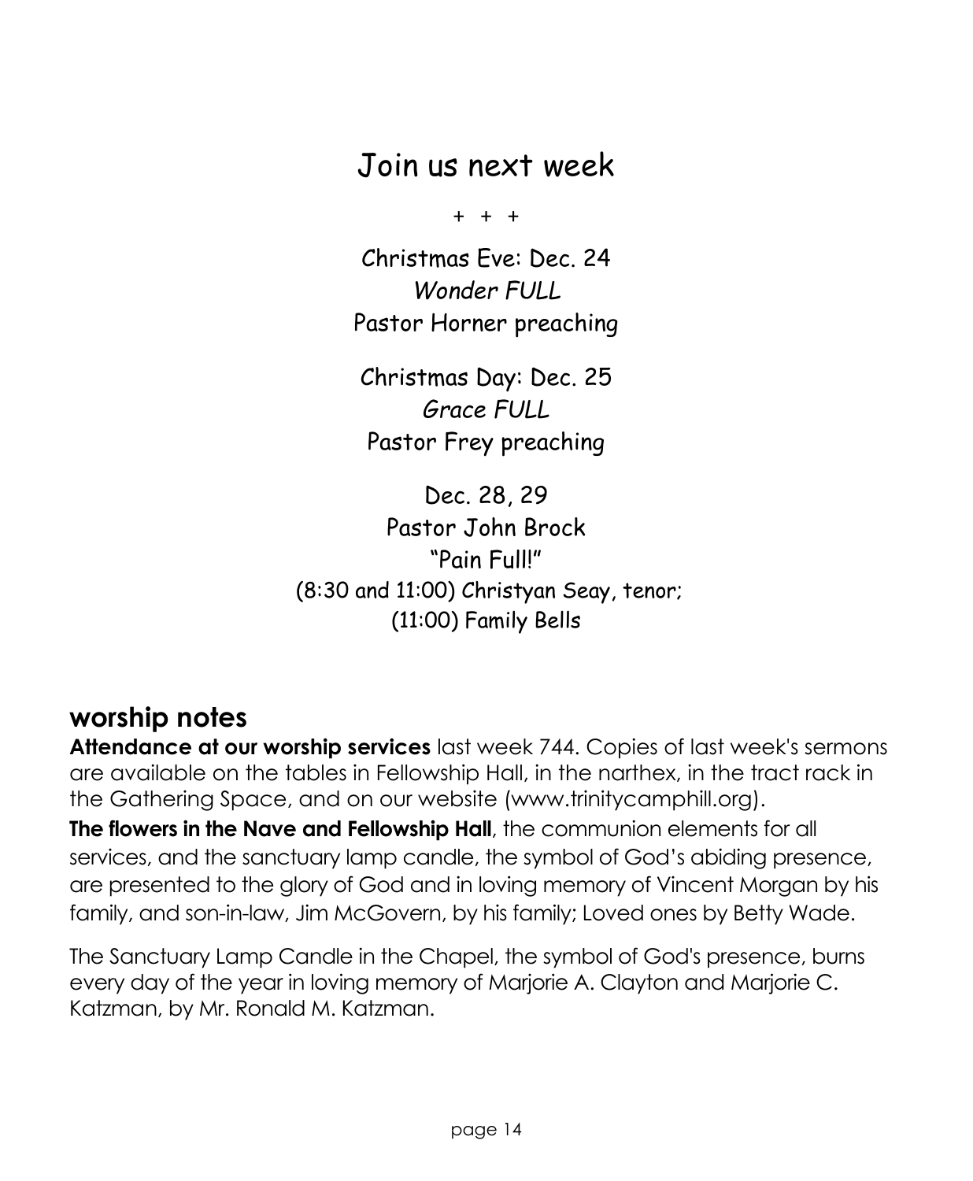# Join us next week

\+ + +

Christmas Eve: Dec. 24
*Wonder FULL*
Pastor Horner preaching

Christmas Day: Dec. 25
*Grace FULL*
Pastor Frey preaching

Dec. 28, 29
Pastor John Brock
"Pain Full!"
(8:30 and 11:00) Christyan Seay, tenor;
(11:00) Family Bells

## worship notes

**Attendance at our worship services** last week 744. Copies of last week's sermons are available on the tables in Fellowship Hall, in the narthex, in the tract rack in the Gathering Space, and on our website (www.trinitycamphill.org).

**The flowers in the Nave and Fellowship Hall**, the communion elements for all services, and the sanctuary lamp candle, the symbol of God's abiding presence, are presented to the glory of God and in loving memory of Vincent Morgan by his family, and son-in-law, Jim McGovern, by his family; Loved ones by Betty Wade.

The Sanctuary Lamp Candle in the Chapel, the symbol of God's presence, burns every day of the year in loving memory of Marjorie A. Clayton and Marjorie C. Katzman, by Mr. Ronald M. Katzman.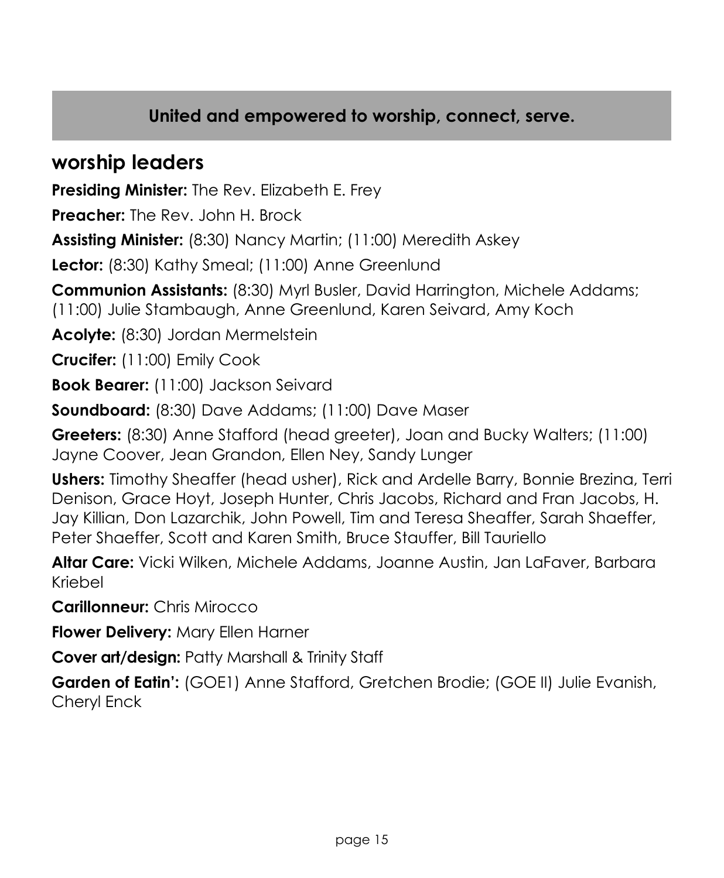**United and empowered to worship, connect, serve.**

## worship leaders

**Presiding Minister:** The Rev. Elizabeth E. Frey

**Preacher:** The Rev. John H. Brock

**Assisting Minister:** (8:30) Nancy Martin; (11:00) Meredith Askey

**Lector:** (8:30) Kathy Smeal; (11:00) Anne Greenlund

**Communion Assistants:** (8:30) Myrl Busler, David Harrington, Michele Addams; (11:00) Julie Stambaugh, Anne Greenlund, Karen Seivard, Amy Koch

**Acolyte:** (8:30) Jordan Mermelstein

**Crucifer:** (11:00) Emily Cook

**Book Bearer:** (11:00) Jackson Seivard

**Soundboard:** (8:30) Dave Addams; (11:00) Dave Maser

**Greeters:** (8:30) Anne Stafford (head greeter), Joan and Bucky Walters; (11:00) Jayne Coover, Jean Grandon, Ellen Ney, Sandy Lunger

**Ushers:** Timothy Sheaffer (head usher), Rick and Ardelle Barry, Bonnie Brezina, Terri Denison, Grace Hoyt, Joseph Hunter, Chris Jacobs, Richard and Fran Jacobs, H. Jay Killian, Don Lazarchik, John Powell, Tim and Teresa Sheaffer, Sarah Shaeffer, Peter Shaeffer, Scott and Karen Smith, Bruce Stauffer, Bill Tauriello

**Altar Care:** Vicki Wilken, Michele Addams, Joanne Austin, Jan LaFaver, Barbara Kriebel

**Carillonneur:** Chris Mirocco

**Flower Delivery:** Mary Ellen Harner

**Cover art/design:** Patty Marshall & Trinity Staff

**Garden of Eatin':** (GOE1) Anne Stafford, Gretchen Brodie; (GOE II) Julie Evanish, Cheryl Enck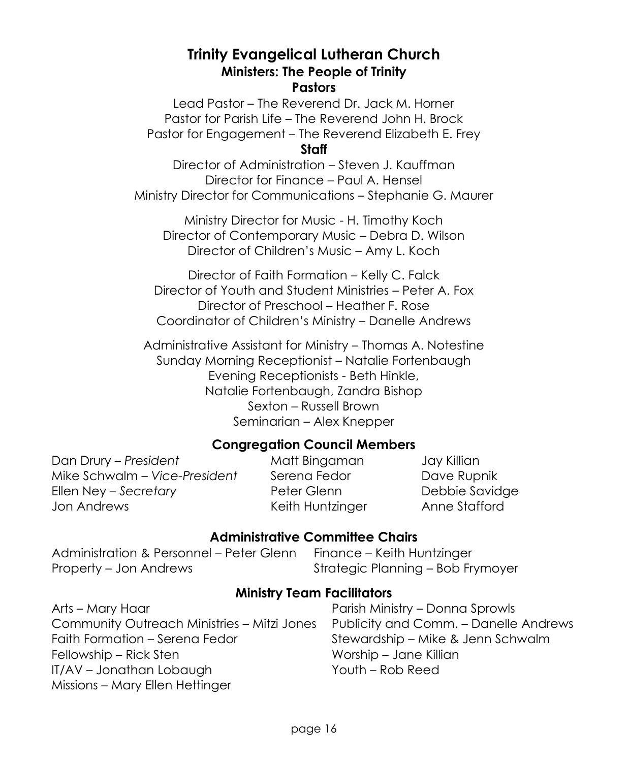# Trinity Evangelical Lutheran Church

## Ministers: The People of Trinity

### Pastors

Lead Pastor – The Reverend Dr. Jack M. Horner
Pastor for Parish Life – The Reverend John H. Brock
Pastor for Engagement – The Reverend Elizabeth E. Frey

### Staff

Director of Administration – Steven J. Kauffman
Director for Finance – Paul A. Hensel
Ministry Director for Communications – Stephanie G. Maurer

Ministry Director for Music - H. Timothy Koch
Director of Contemporary Music – Debra D. Wilson
Director of Children's Music – Amy L. Koch

Director of Faith Formation – Kelly C. Falck
Director of Youth and Student Ministries – Peter A. Fox
Director of Preschool – Heather F. Rose
Coordinator of Children's Ministry – Danelle Andrews

Administrative Assistant for Ministry – Thomas A. Notestine
Sunday Morning Receptionist – Natalie Fortenbaugh
Evening Receptionists - Beth Hinkle,
Natalie Fortenbaugh, Zandra Bishop
Sexton – Russell Brown
Seminarian – Alex Knepper

### Congregation Council Members

Dan Drury – *President*
Mike Schwalm – *Vice-President*
Ellen Ney – *Secretary*
Jon Andrews
Matt Bingaman
Serena Fedor
Peter Glenn
Keith Huntzinger
Jay Killian
Dave Rupnik
Debbie Savidge
Anne Stafford

### Administrative Committee Chairs

Administration & Personnel – Peter Glenn
Property – Jon Andrews
Finance – Keith Huntzinger
Strategic Planning – Bob Frymoyer

### Ministry Team Facilitators

Arts – Mary Haar
Community Outreach Ministries – Mitzi Jones
Faith Formation – Serena Fedor
Fellowship – Rick Sten
IT/AV – Jonathan Lobaugh
Missions – Mary Ellen Hettinger
Parish Ministry – Donna Sprowls
Publicity and Comm. – Danelle Andrews
Stewardship – Mike & Jenn Schwalm
Worship – Jane Killian
Youth – Rob Reed